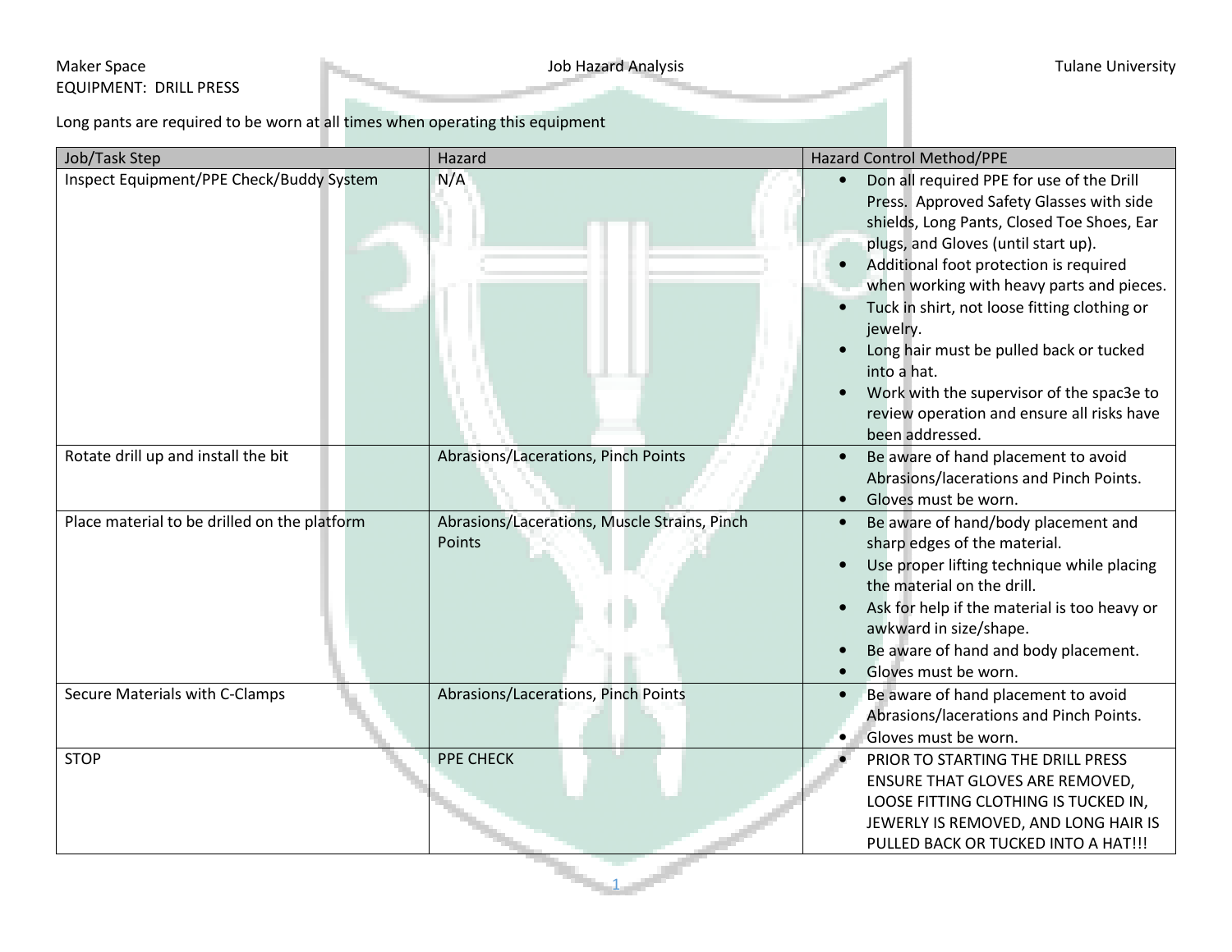Maker Space | Job Hazard Analysis | Tulane University

EQUIPMENT: DRILL PRESS

Long pants are required to be worn at all times when operating this equipment

| Job/Task Step | Hazard | Hazard Control Method/PPE |
|---|---|---|
| Inspect Equipment/PPE Check/Buddy System | N/A | • Don all required PPE for use of the Drill Press. Approved Safety Glasses with side shields, Long Pants, Closed Toe Shoes, Ear plugs, and Gloves (until start up).<br>• Additional foot protection is required when working with heavy parts and pieces.<br>• Tuck in shirt, not loose fitting clothing or jewelry.<br>• Long hair must be pulled back or tucked into a hat.<br>• Work with the supervisor of the spac3e to review operation and ensure all risks have been addressed. |
| Rotate drill up and install the bit | Abrasions/Lacerations, Pinch Points | • Be aware of hand placement to avoid Abrasions/lacerations and Pinch Points.<br>• Gloves must be worn. |
| Place material to be drilled on the platform | Abrasions/Lacerations, Muscle Strains, Pinch Points | • Be aware of hand/body placement and sharp edges of the material.<br>• Use proper lifting technique while placing the material on the drill.<br>• Ask for help if the material is too heavy or awkward in size/shape.<br>• Be aware of hand and body placement.<br>• Gloves must be worn. |
| Secure Materials with C-Clamps | Abrasions/Lacerations, Pinch Points | • Be aware of hand placement to avoid Abrasions/lacerations and Pinch Points.<br>• Gloves must be worn. |
| STOP | PPE CHECK | • PRIOR TO STARTING THE DRILL PRESS ENSURE THAT GLOVES ARE REMOVED, LOOSE FITTING CLOTHING IS TUCKED IN, JEWERLY IS REMOVED, AND LONG HAIR IS PULLED BACK OR TUCKED INTO A HAT!!! |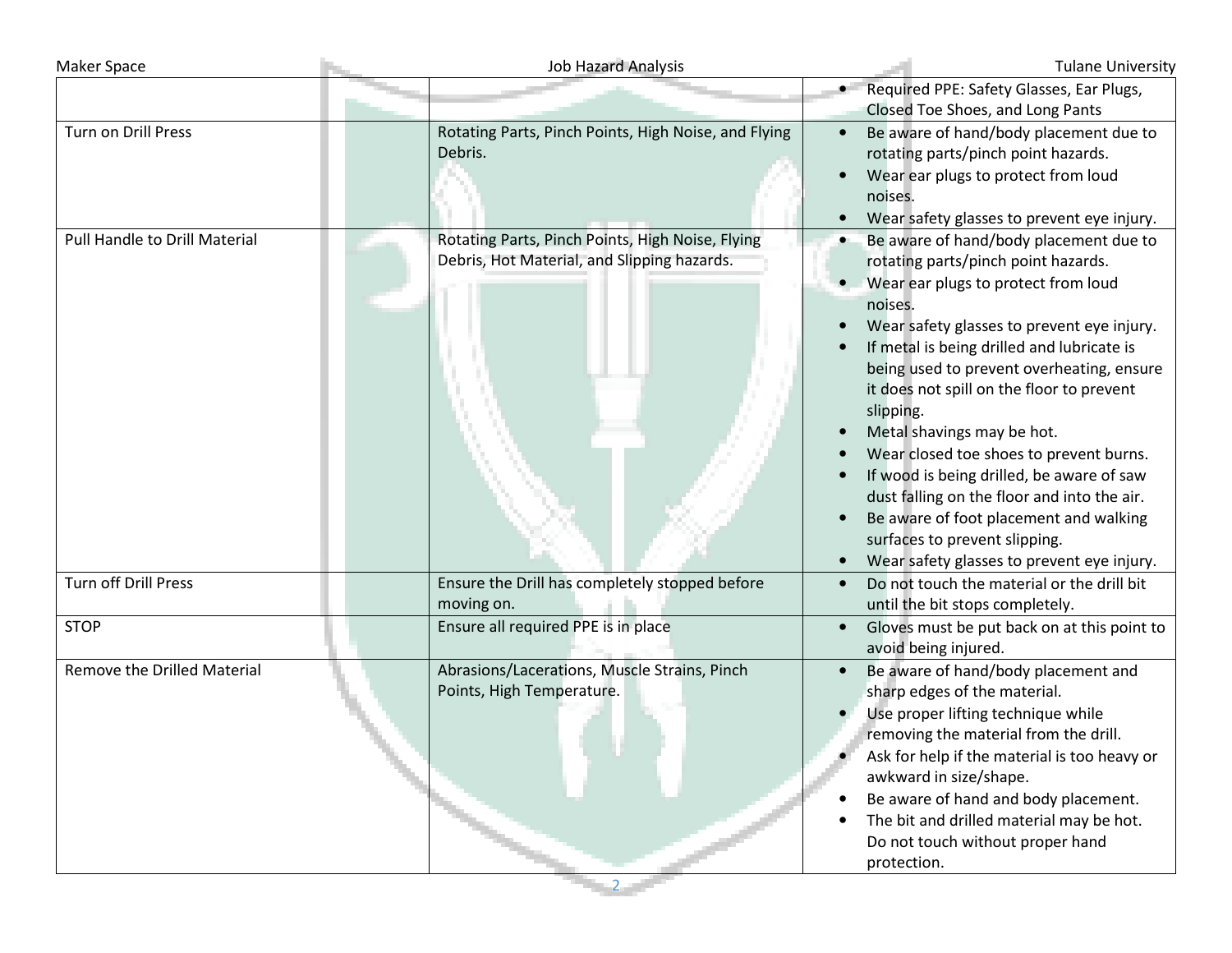| | | |
|---|---|---|
| | | • Required PPE: Safety Glasses, Ear Plugs, Closed Toe Shoes, and Long Pants |
| Turn on Drill Press | Rotating Parts, Pinch Points, High Noise, and Flying Debris. | • Be aware of hand/body placement due to rotating parts/pinch point hazards.<br>• Wear ear plugs to protect from loud noises.<br>• Wear safety glasses to prevent eye injury. |
| Pull Handle to Drill Material | Rotating Parts, Pinch Points, High Noise, Flying Debris, Hot Material, and Slipping hazards. | • Be aware of hand/body placement due to rotating parts/pinch point hazards.<br>• Wear ear plugs to protect from loud noises.<br>• Wear safety glasses to prevent eye injury.<br>• If metal is being drilled and lubricate is being used to prevent overheating, ensure it does not spill on the floor to prevent slipping.<br>• Metal shavings may be hot.<br>• Wear closed toe shoes to prevent burns.<br>• If wood is being drilled, be aware of saw dust falling on the floor and into the air.<br>• Be aware of foot placement and walking surfaces to prevent slipping.<br>• Wear safety glasses to prevent eye injury. |
| Turn off Drill Press | Ensure the Drill has completely stopped before moving on. | • Do not touch the material or the drill bit until the bit stops completely. |
| STOP | Ensure all required PPE is in place | • Gloves must be put back on at this point to avoid being injured. |
| Remove the Drilled Material | Abrasions/Lacerations, Muscle Strains, Pinch Points, High Temperature. | • Be aware of hand/body placement and sharp edges of the material.<br>• Use proper lifting technique while removing the material from the drill.<br>• Ask for help if the material is too heavy or awkward in size/shape.<br>• Be aware of hand and body placement.<br>• The bit and drilled material may be hot. Do not touch without proper hand protection. |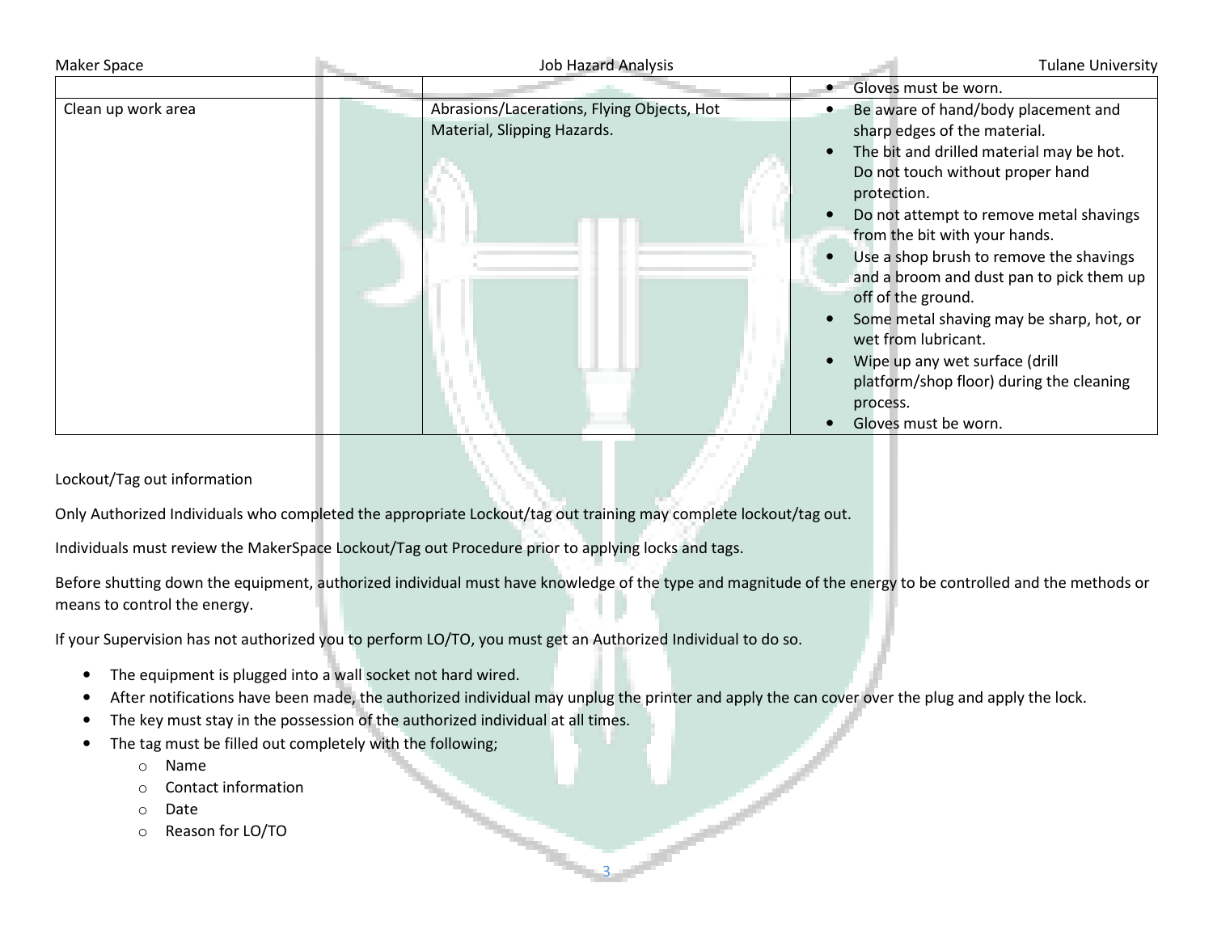| | | |
|---|---|---|
| | | • Gloves must be worn. |
| Clean up work area | Abrasions/Lacerations, Flying Objects, Hot Material, Slipping Hazards. | • Be aware of hand/body placement and sharp edges of the material.<br>• The bit and drilled material may be hot. Do not touch without proper hand protection.<br>• Do not attempt to remove metal shavings from the bit with your hands.<br>• Use a shop brush to remove the shavings and a broom and dust pan to pick them up off of the ground.<br>• Some metal shaving may be sharp, hot, or wet from lubricant.<br>• Wipe up any wet surface (drill platform/shop floor) during the cleaning process.<br>• Gloves must be worn. |

Lockout/Tag out information

Only Authorized Individuals who completed the appropriate Lockout/tag out training may complete lockout/tag out.

Individuals must review the MakerSpace Lockout/Tag out Procedure prior to applying locks and tags.

Before shutting down the equipment, authorized individual must have knowledge of the type and magnitude of the energy to be controlled and the methods or means to control the energy.

If your Supervision has not authorized you to perform LO/TO, you must get an Authorized Individual to do so.

- The equipment is plugged into a wall socket not hard wired.
- After notifications have been made, the authorized individual may unplug the printer and apply the can cover over the plug and apply the lock.
- The key must stay in the possession of the authorized individual at all times.
- The tag must be filled out completely with the following;
  - Name
  - Contact information
  - Date
  - Reason for LO/TO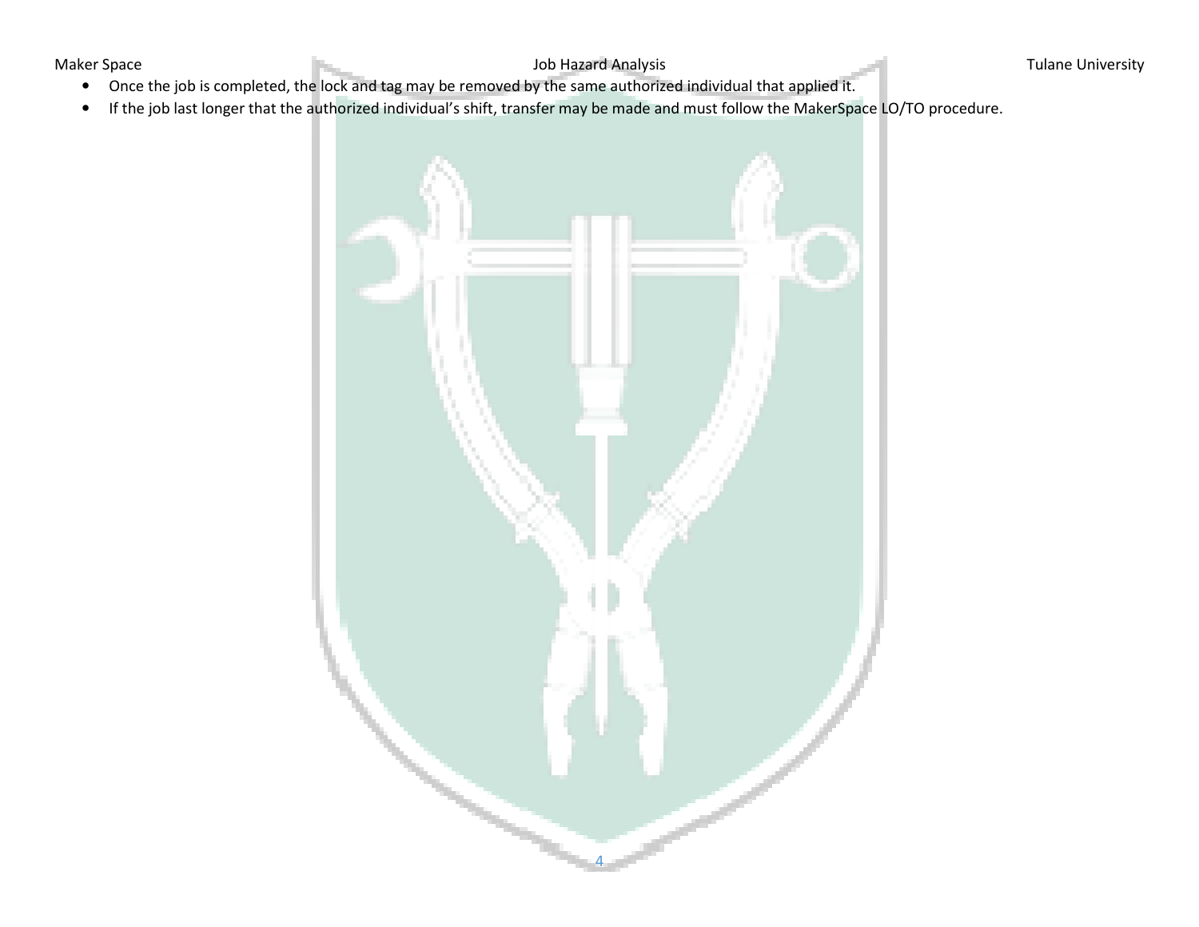- Once the job is completed, the lock and tag may be removed by the same authorized individual that applied it.
- If the job last longer that the authorized individual's shift, transfer may be made and must follow the MakerSpace LO/TO procedure.